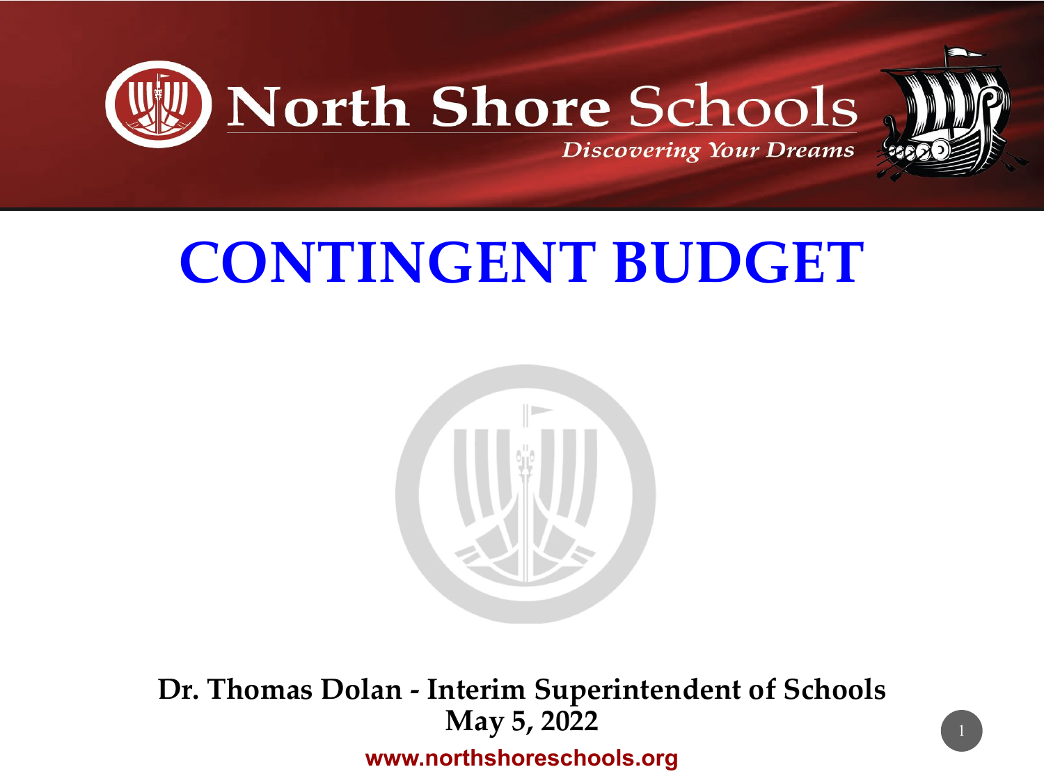North Shore Schools

*Discovering Your Dreams*

# CONTINGENT BUDGET

**Dr. Thomas Dolan - Interim Superintendent of Schools**
**May 5, 2022**

**www.northshoreschools.org**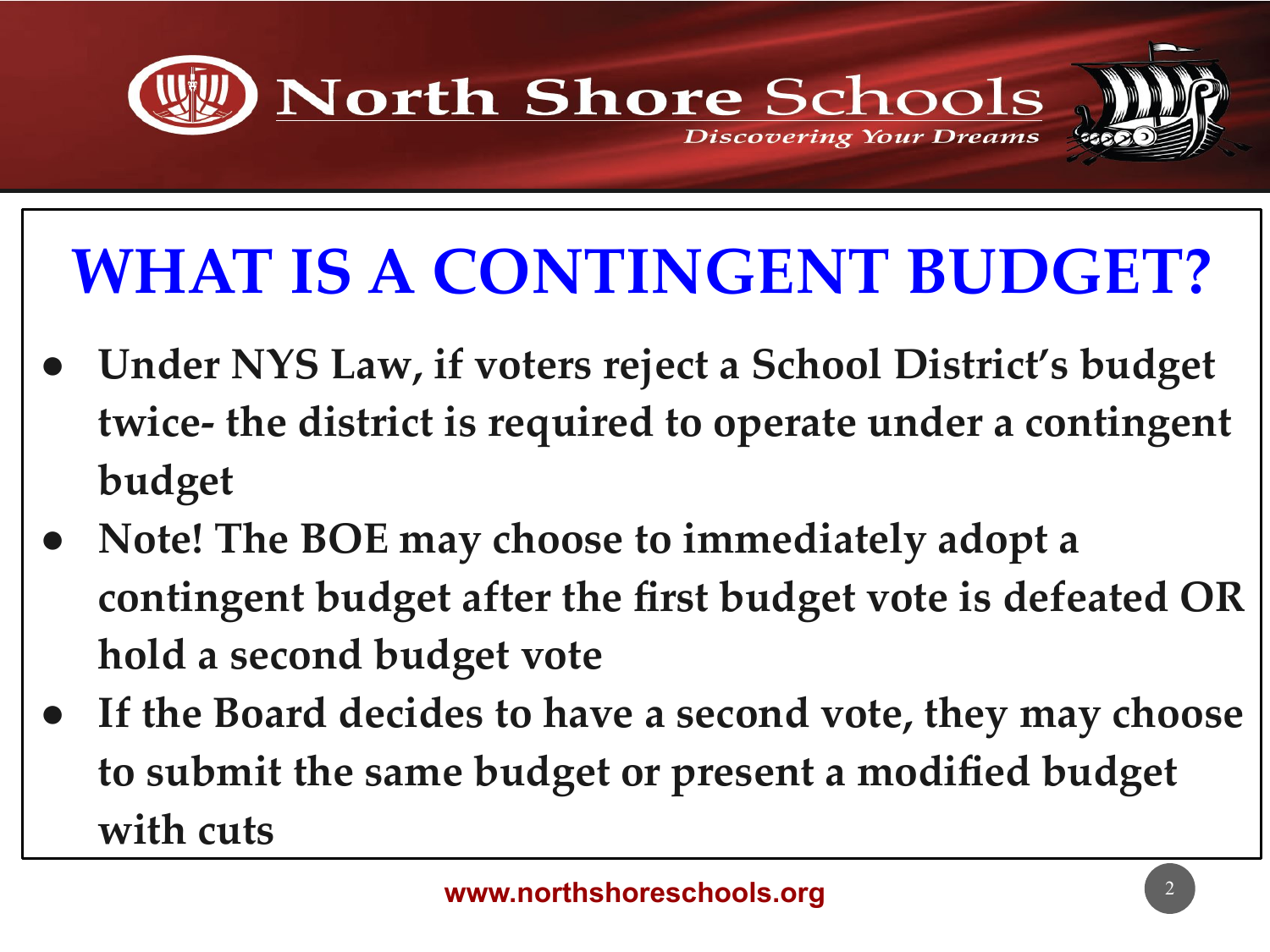# WHAT IS A CONTINGENT BUDGET?

- **Under NYS Law, if voters reject a School District's budget twice- the district is required to operate under a contingent budget**
- **Note! The BOE may choose to immediately adopt a contingent budget after the first budget vote is defeated OR hold a second budget vote**
- **If the Board decides to have a second vote, they may choose to submit the same budget or present a modified budget with cuts**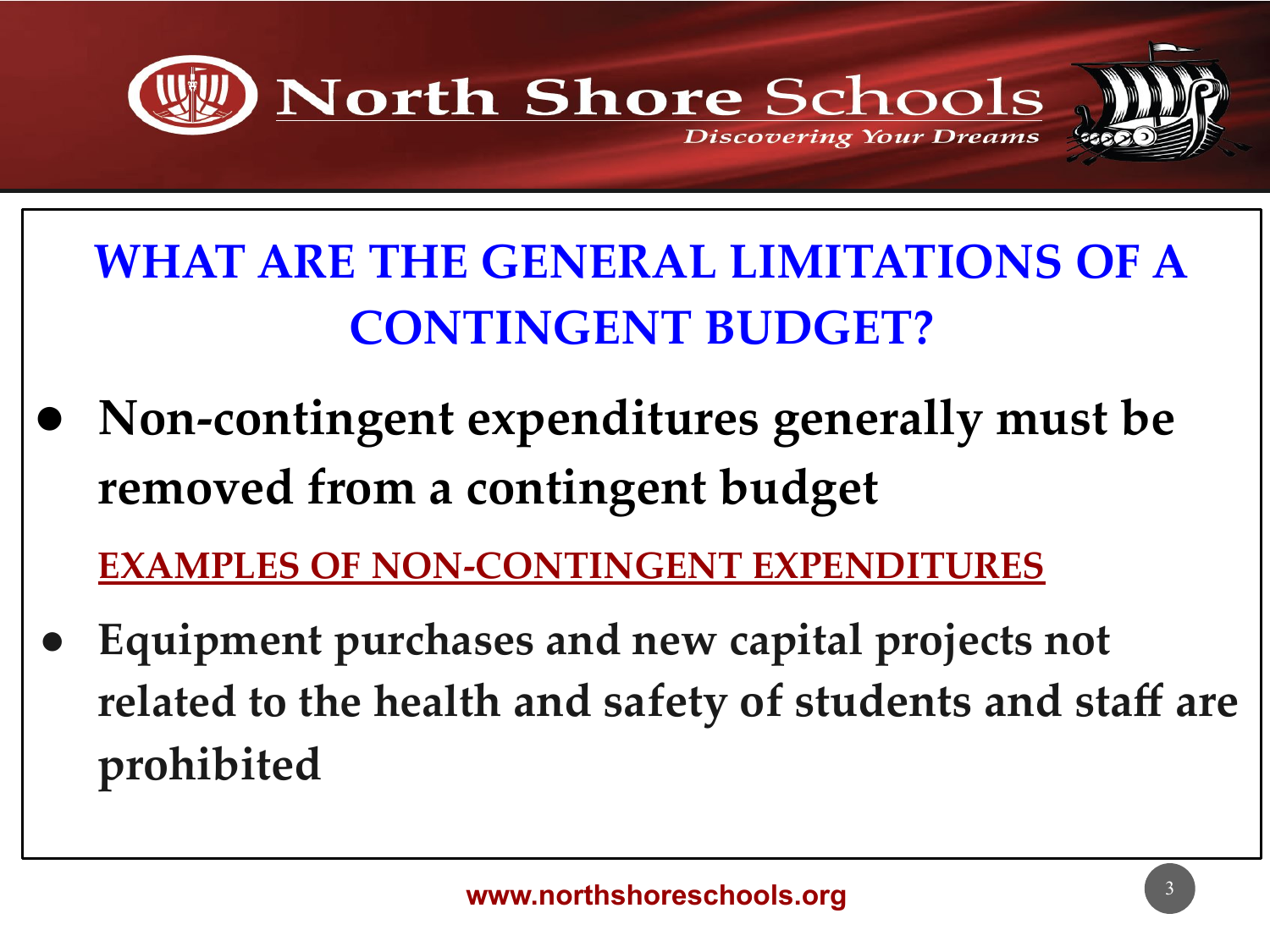## WHAT ARE THE GENERAL LIMITATIONS OF A CONTINGENT BUDGET?

- **Non-contingent expenditures generally must be removed from a contingent budget**

EXAMPLES OF NON-CONTINGENT EXPENDITURES

- **Equipment purchases and new capital projects not related to the health and safety of students and staff are prohibited**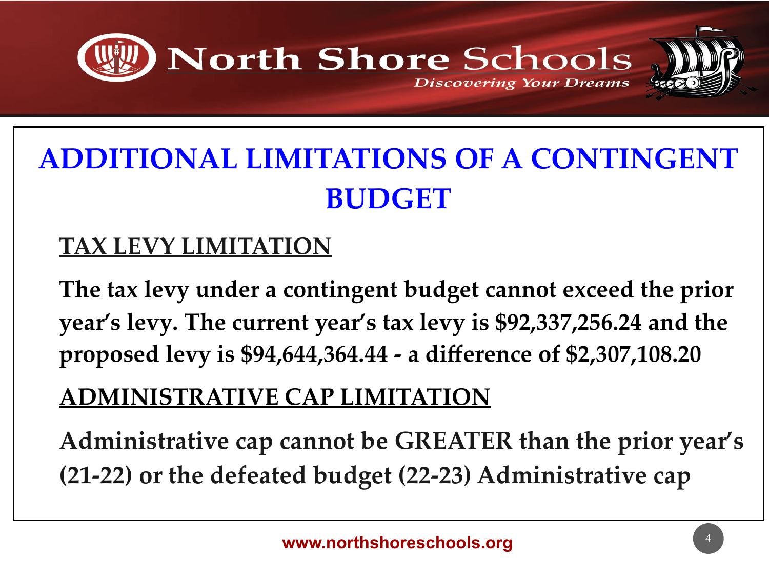# ADDITIONAL LIMITATIONS OF A CONTINGENT BUDGET

## TAX LEVY LIMITATION

**The tax levy under a contingent budget cannot exceed the prior year's levy. The current year's tax levy is $92,337,256.24 and the proposed levy is $94,644,364.44 - a difference of $2,307,108.20**

## ADMINISTRATIVE CAP LIMITATION

**Administrative cap cannot be GREATER than the prior year's (21-22) or the defeated budget (22-23) Administrative cap**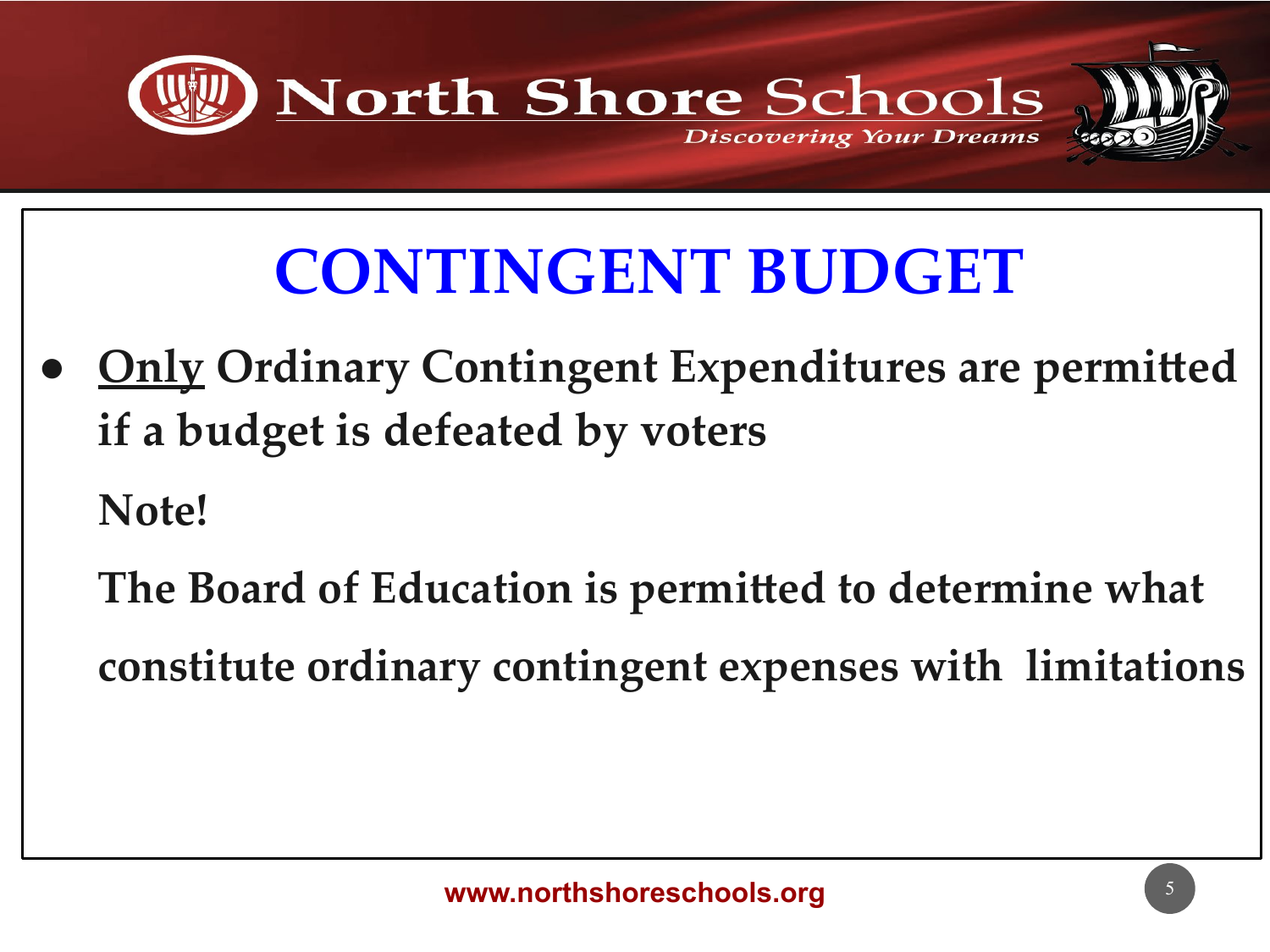# CONTINGENT BUDGET

- **Only Ordinary Contingent Expenditures are permitted if a budget is defeated by voters**

  **Note!**

  **The Board of Education is permitted to determine what constitute ordinary contingent expenses with limitations**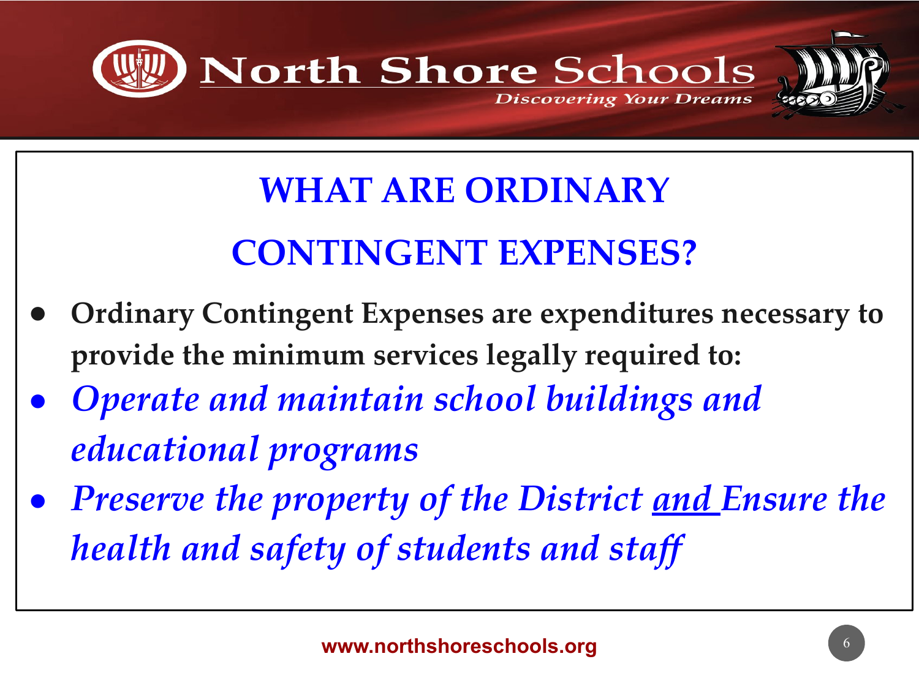# WHAT ARE ORDINARY CONTINGENT EXPENSES?

- **Ordinary Contingent Expenses are expenditures necessary to provide the minimum services legally required to:**
- ***Operate and maintain school buildings and educational programs***
- ***Preserve the property of the District <u>and</u> Ensure the health and safety of students and staff***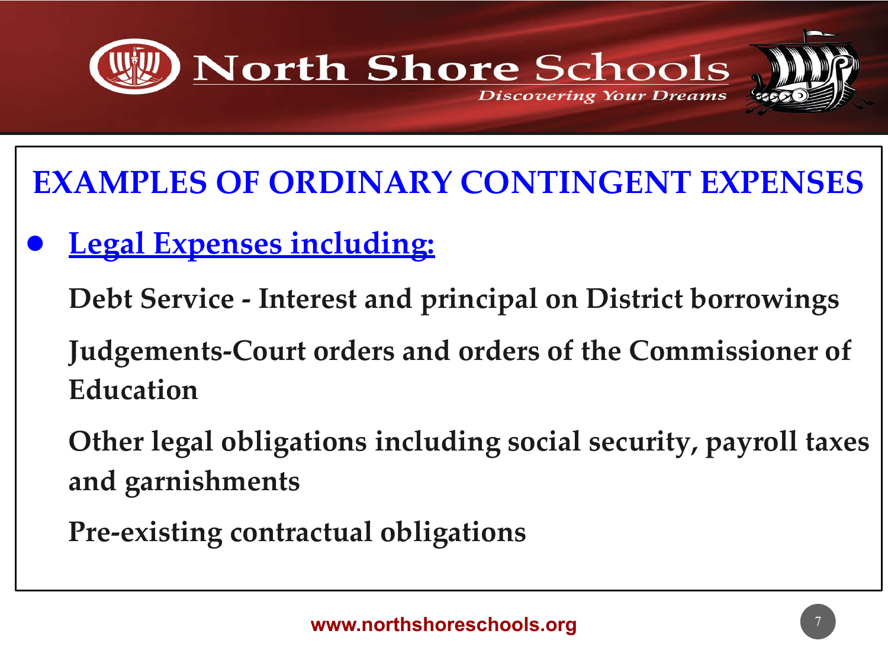## EXAMPLES OF ORDINARY CONTINGENT EXPENSES

- **Legal Expenses including:**

  **Debt Service - Interest and principal on District borrowings**

  **Judgements-Court orders and orders of the Commissioner of Education**

  **Other legal obligations including social security, payroll taxes and garnishments**

  **Pre-existing contractual obligations**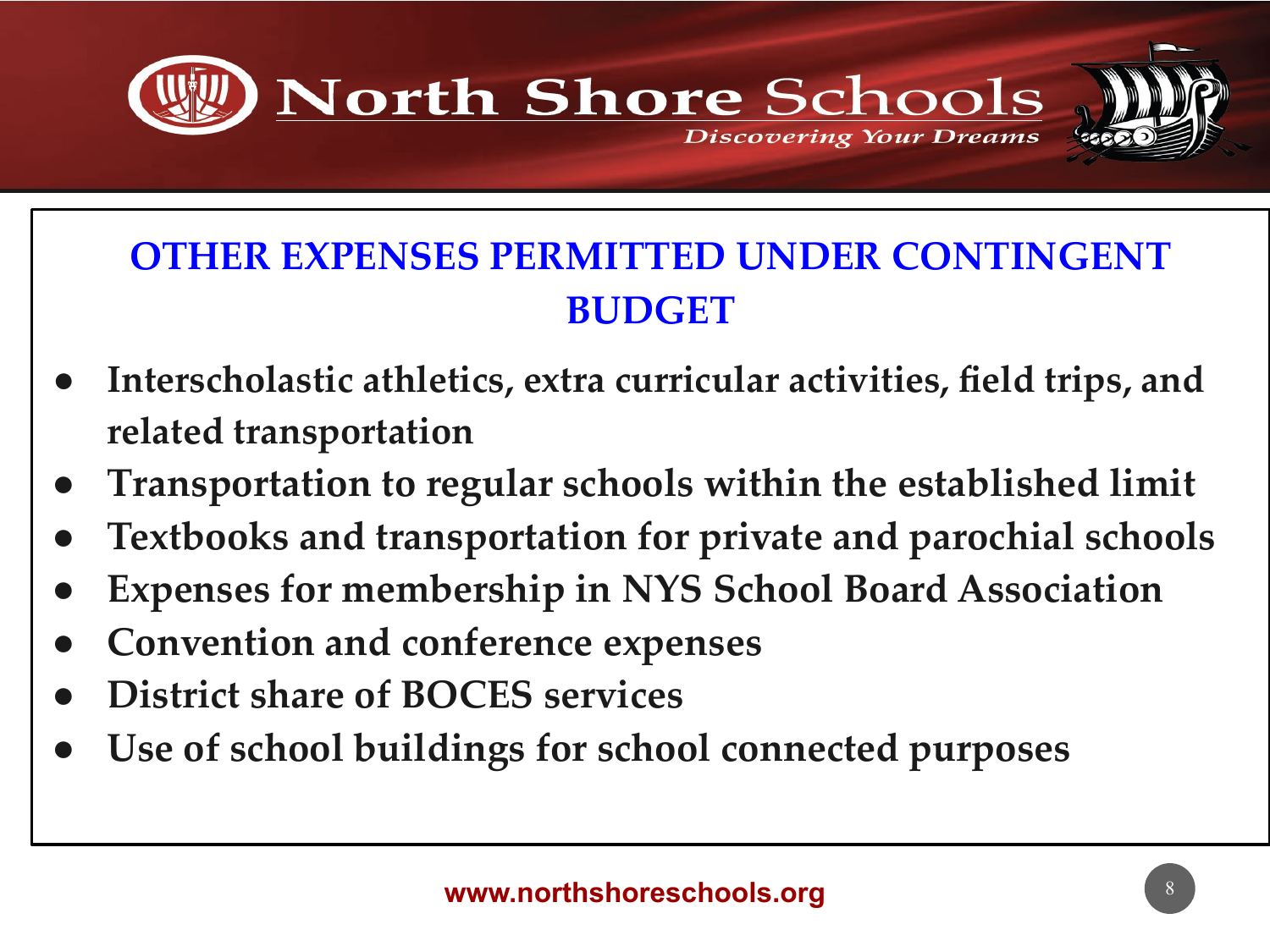## OTHER EXPENSES PERMITTED UNDER CONTINGENT BUDGET

- **Interscholastic athletics, extra curricular activities, field trips, and related transportation**
- **Transportation to regular schools within the established limit**
- **Textbooks and transportation for private and parochial schools**
- **Expenses for membership in NYS School Board Association**
- **Convention and conference expenses**
- **District share of BOCES services**
- **Use of school buildings for school connected purposes**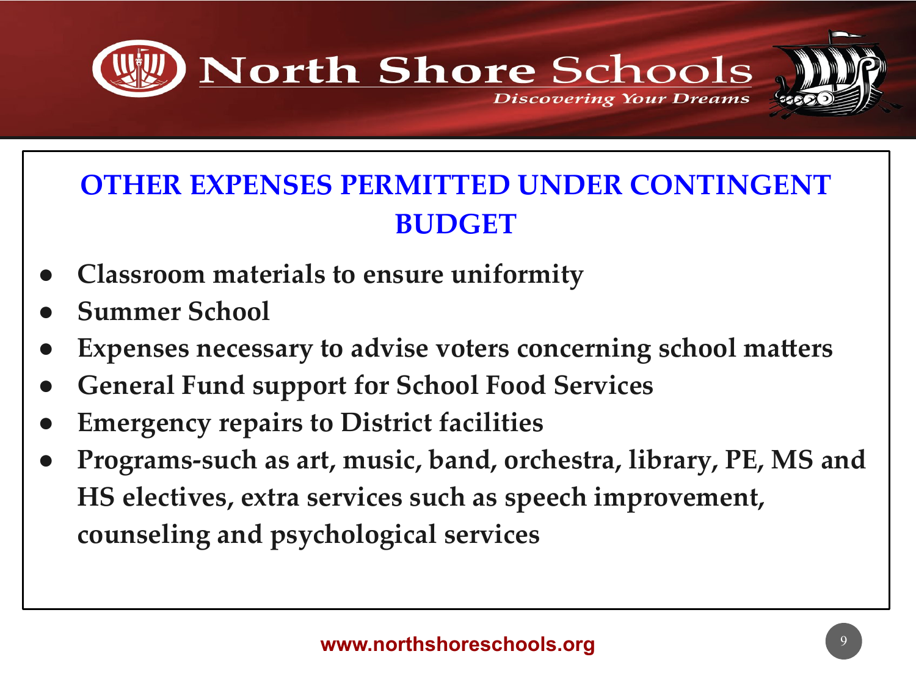## OTHER EXPENSES PERMITTED UNDER CONTINGENT BUDGET

- **Classroom materials to ensure uniformity**
- **Summer School**
- **Expenses necessary to advise voters concerning school matters**
- **General Fund support for School Food Services**
- **Emergency repairs to District facilities**
- **Programs-such as art, music, band, orchestra, library, PE, MS and HS electives, extra services such as speech improvement, counseling and psychological services**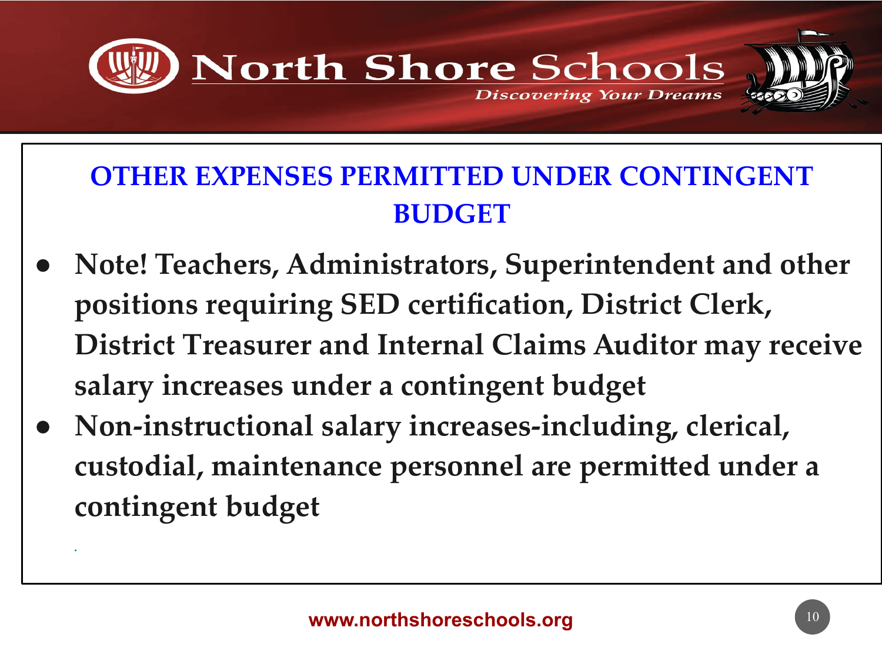## OTHER EXPENSES PERMITTED UNDER CONTINGENT BUDGET

- **Note! Teachers, Administrators, Superintendent and other positions requiring SED certification, District Clerk, District Treasurer and Internal Claims Auditor may receive salary increases under a contingent budget**
- **Non-instructional salary increases-including, clerical, custodial, maintenance personnel are permitted under a contingent budget**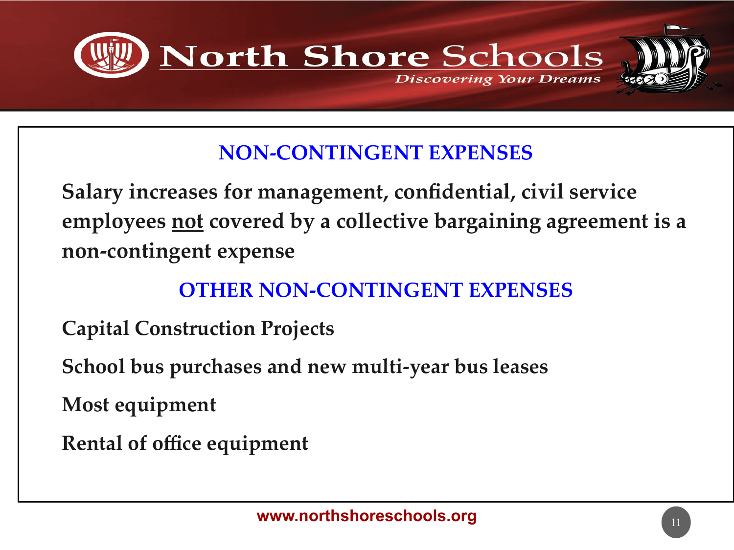## NON-CONTINGENT EXPENSES

**Salary increases for management, confidential, civil service employees <u>not</u> covered by a collective bargaining agreement is a non-contingent expense**

## OTHER NON-CONTINGENT EXPENSES

**Capital Construction Projects**

**School bus purchases and new multi-year bus leases**

**Most equipment**

**Rental of office equipment**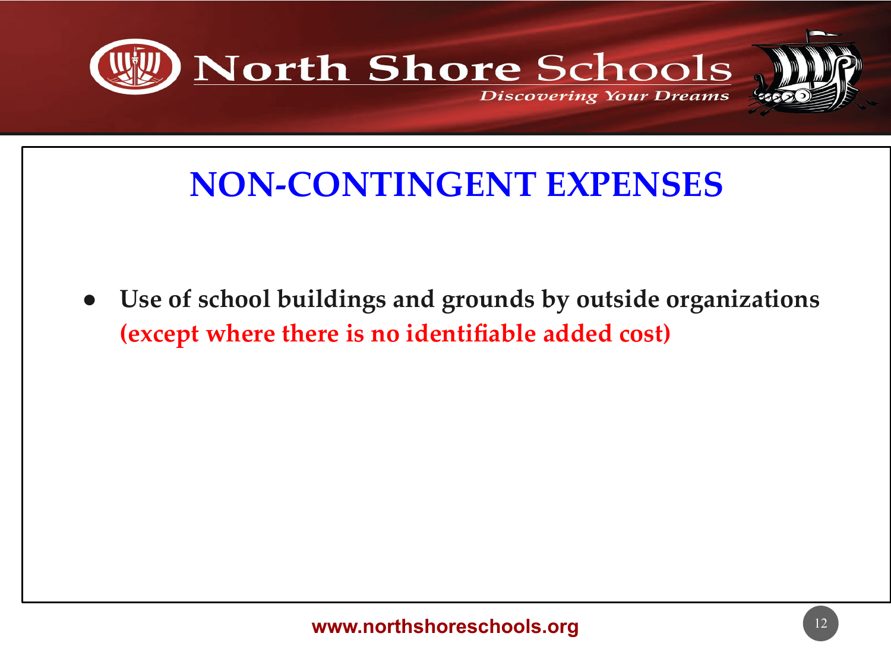# NON-CONTINGENT EXPENSES

- **Use of school buildings and grounds by outside organizations (except where there is no identifiable added cost)**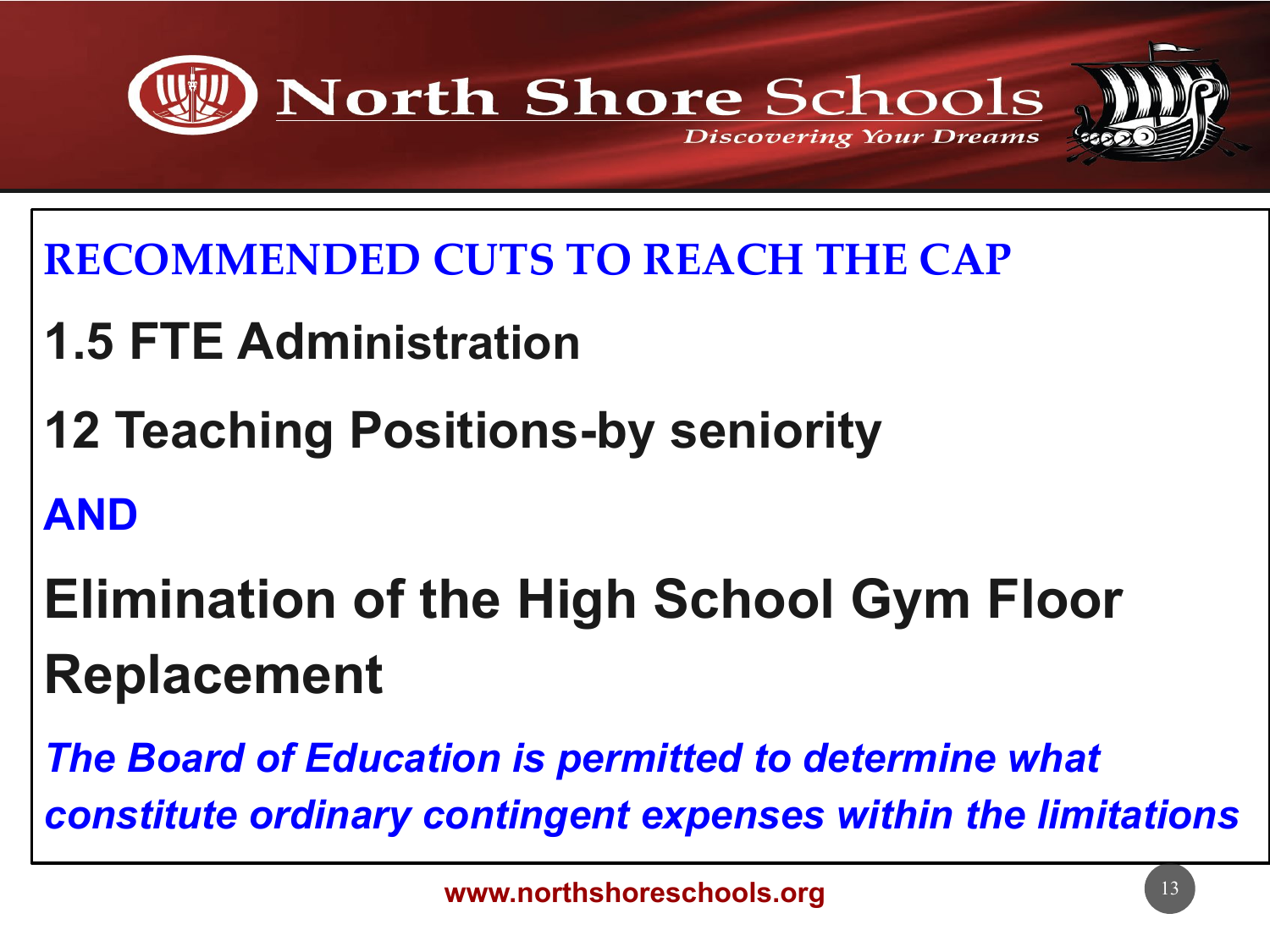## RECOMMENDED CUTS TO REACH THE CAP

**1.5 FTE Administration**

**12 Teaching Positions-by seniority**

**AND**

**Elimination of the High School Gym Floor Replacement**

***The Board of Education is permitted to determine what constitute ordinary contingent expenses within the limitations***

www.northshoreschools.org